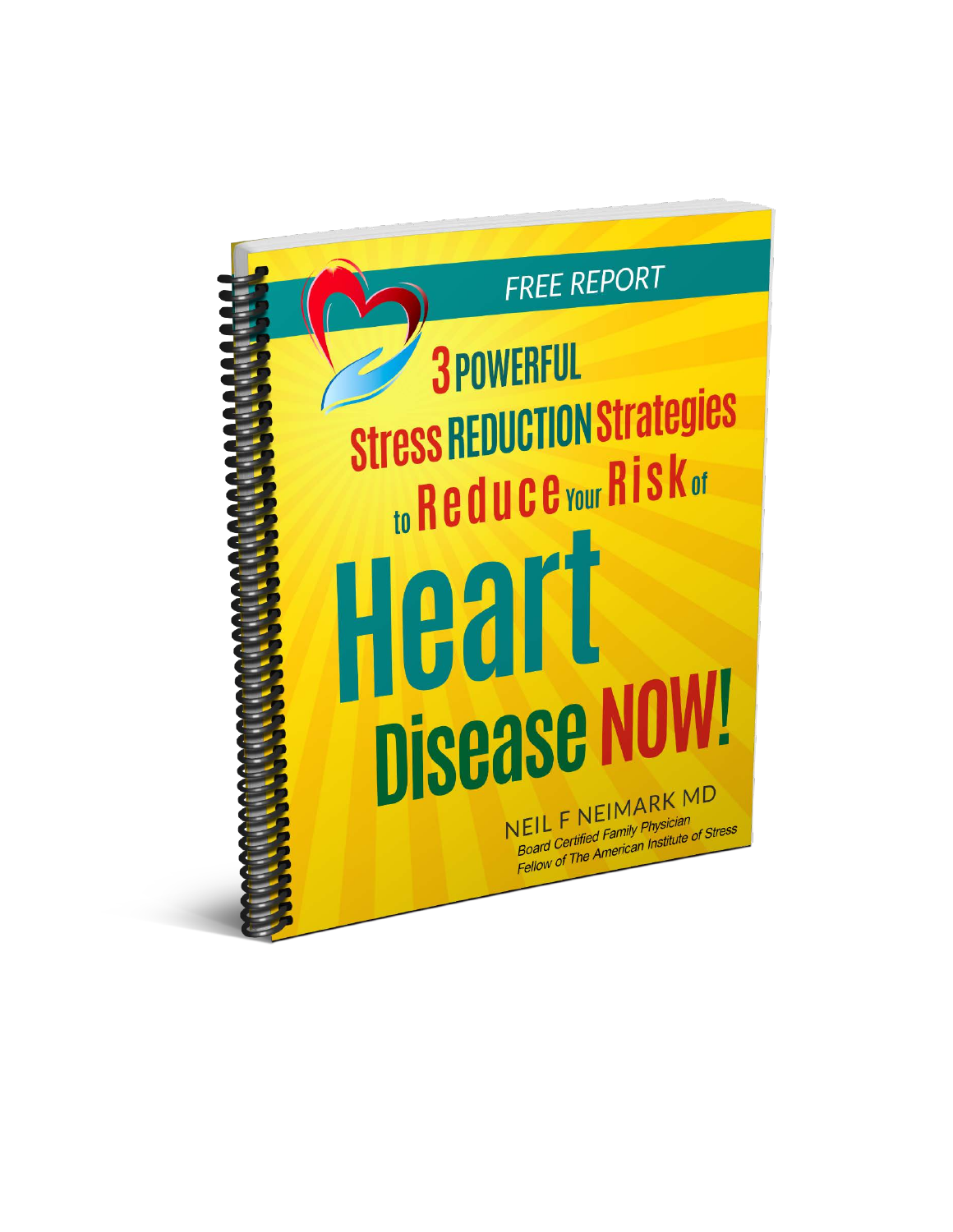FREE REPORT

# 3 POWERFUL Stress REDUCTION Strategies to Reduce Your Risk of Heart Disease NOW!

NEIL F NEIMARK MD

*Board Certified Family Physician*

*Fellow of The American Institute of Stress*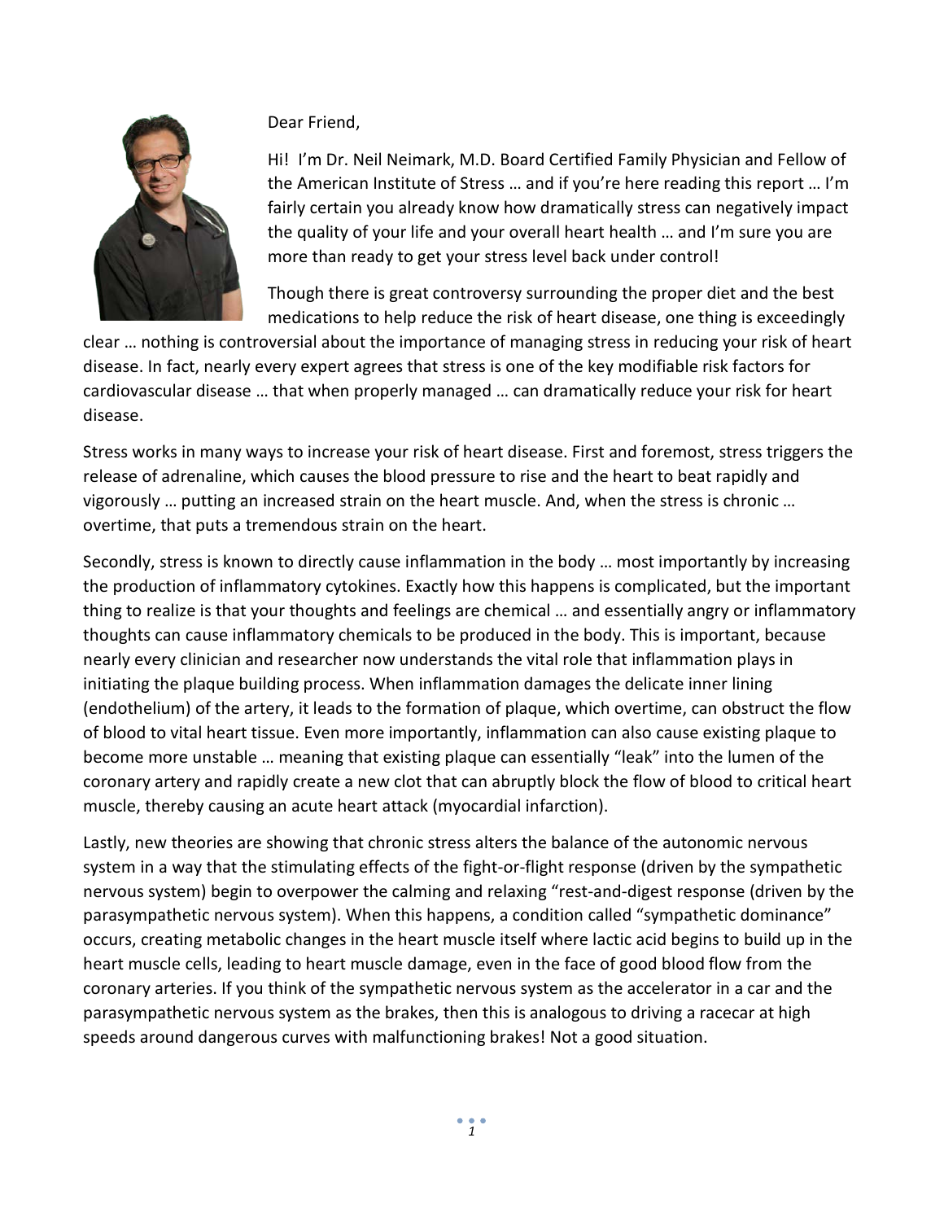Dear Friend,

Hi! I'm Dr. Neil Neimark, M.D. Board Certified Family Physician and Fellow of the American Institute of Stress … and if you're here reading this report … I'm fairly certain you already know how dramatically stress can negatively impact the quality of your life and your overall heart health … and I'm sure you are more than ready to get your stress level back under control!

Though there is great controversy surrounding the proper diet and the best medications to help reduce the risk of heart disease, one thing is exceedingly clear … nothing is controversial about the importance of managing stress in reducing your risk of heart disease. In fact, nearly every expert agrees that stress is one of the key modifiable risk factors for cardiovascular disease … that when properly managed … can dramatically reduce your risk for heart disease.

Stress works in many ways to increase your risk of heart disease. First and foremost, stress triggers the release of adrenaline, which causes the blood pressure to rise and the heart to beat rapidly and vigorously … putting an increased strain on the heart muscle. And, when the stress is chronic … overtime, that puts a tremendous strain on the heart.

Secondly, stress is known to directly cause inflammation in the body … most importantly by increasing the production of inflammatory cytokines. Exactly how this happens is complicated, but the important thing to realize is that your thoughts and feelings are chemical … and essentially angry or inflammatory thoughts can cause inflammatory chemicals to be produced in the body. This is important, because nearly every clinician and researcher now understands the vital role that inflammation plays in initiating the plaque building process. When inflammation damages the delicate inner lining (endothelium) of the artery, it leads to the formation of plaque, which overtime, can obstruct the flow of blood to vital heart tissue. Even more importantly, inflammation can also cause existing plaque to become more unstable … meaning that existing plaque can essentially "leak" into the lumen of the coronary artery and rapidly create a new clot that can abruptly block the flow of blood to critical heart muscle, thereby causing an acute heart attack (myocardial infarction).

Lastly, new theories are showing that chronic stress alters the balance of the autonomic nervous system in a way that the stimulating effects of the fight-or-flight response (driven by the sympathetic nervous system) begin to overpower the calming and relaxing "rest-and-digest response (driven by the parasympathetic nervous system). When this happens, a condition called "sympathetic dominance" occurs, creating metabolic changes in the heart muscle itself where lactic acid begins to build up in the heart muscle cells, leading to heart muscle damage, even in the face of good blood flow from the coronary arteries. If you think of the sympathetic nervous system as the accelerator in a car and the parasympathetic nervous system as the brakes, then this is analogous to driving a racecar at high speeds around dangerous curves with malfunctioning brakes! Not a good situation.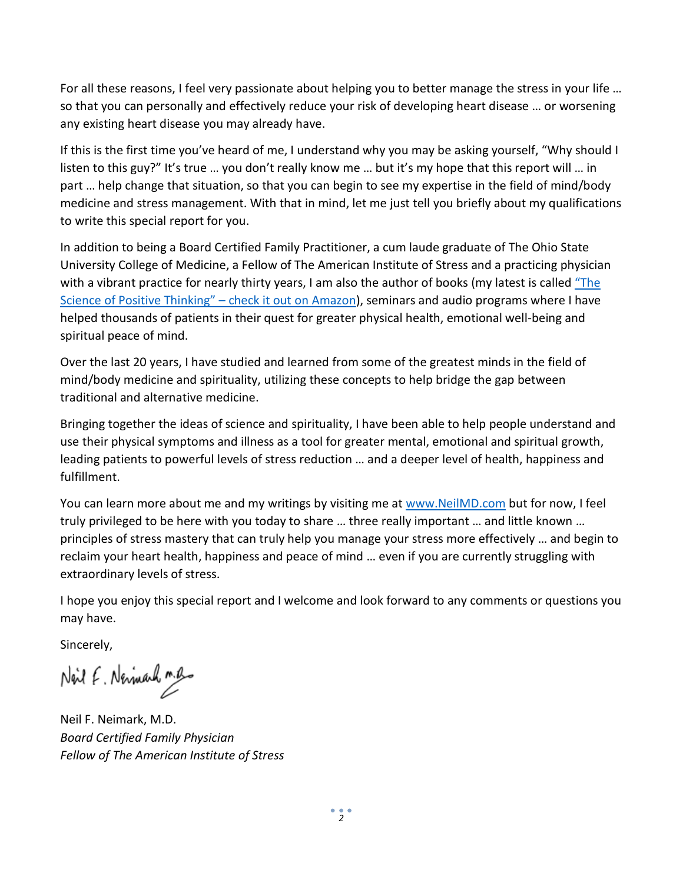For all these reasons, I feel very passionate about helping you to better manage the stress in your life … so that you can personally and effectively reduce your risk of developing heart disease … or worsening any existing heart disease you may already have.

If this is the first time you've heard of me, I understand why you may be asking yourself, "Why should I listen to this guy?" It's true … you don't really know me … but it's my hope that this report will … in part … help change that situation, so that you can begin to see my expertise in the field of mind/body medicine and stress management. With that in mind, let me just tell you briefly about my qualifications to write this special report for you.

In addition to being a Board Certified Family Practitioner, a cum laude graduate of The Ohio State University College of Medicine, a Fellow of The American Institute of Stress and a practicing physician with a vibrant practice for nearly thirty years, I am also the author of books (my latest is called [“The Science of Positive Thinking” – check it out on Amazon]), seminars and audio programs where I have helped thousands of patients in their quest for greater physical health, emotional well-being and spiritual peace of mind.

Over the last 20 years, I have studied and learned from some of the greatest minds in the field of mind/body medicine and spirituality, utilizing these concepts to help bridge the gap between traditional and alternative medicine.

Bringing together the ideas of science and spirituality, I have been able to help people understand and use their physical symptoms and illness as a tool for greater mental, emotional and spiritual growth, leading patients to powerful levels of stress reduction … and a deeper level of health, happiness and fulfillment.

You can learn more about me and my writings by visiting me at www.NeilMD.com but for now, I feel truly privileged to be here with you today to share … three really important … and little known … principles of stress mastery that can truly help you manage your stress more effectively … and begin to reclaim your heart health, happiness and peace of mind … even if you are currently struggling with extraordinary levels of stress.

I hope you enjoy this special report and I welcome and look forward to any comments or questions you may have.

Sincerely,

Neil F. Neimark, M.D.

*Board Certified Family Physician*
*Fellow of The American Institute of Stress*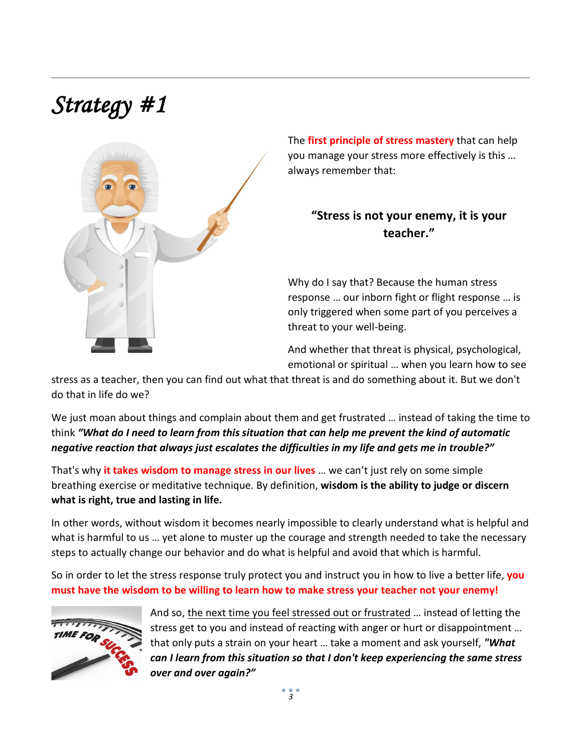# *Strategy #1*

The **first principle of stress mastery** that can help you manage your stress more effectively is this … always remember that:

**"Stress is not your enemy, it is your teacher."**

Why do I say that? Because the human stress response … our inborn fight or flight response … is only triggered when some part of you perceives a threat to your well-being.

And whether that threat is physical, psychological, emotional or spiritual … when you learn how to see stress as a teacher, then you can find out what that threat is and do something about it. But we don't do that in life do we?

We just moan about things and complain about them and get frustrated … instead of taking the time to think ***"What do I need to learn from this situation that can help me prevent the kind of automatic negative reaction that always just escalates the difficulties in my life and gets me in trouble?"***

That's why **it takes wisdom to manage stress in our lives** … we can't just rely on some simple breathing exercise or meditative technique. By definition, **wisdom is the ability to judge or discern what is right, true and lasting in life.**

In other words, without wisdom it becomes nearly impossible to clearly understand what is helpful and what is harmful to us … yet alone to muster up the courage and strength needed to take the necessary steps to actually change our behavior and do what is helpful and avoid that which is harmful.

So in order to let the stress response truly protect you and instruct you in how to live a better life, **you must have the wisdom to be willing to learn how to make stress your teacher not your enemy!**

And so, the next time you feel stressed out or frustrated … instead of letting the stress get to you and instead of reacting with anger or hurt or disappointment … that only puts a strain on your heart … take a moment and ask yourself, ***"What can I learn from this situation so that I don't keep experiencing the same stress over and over again?"***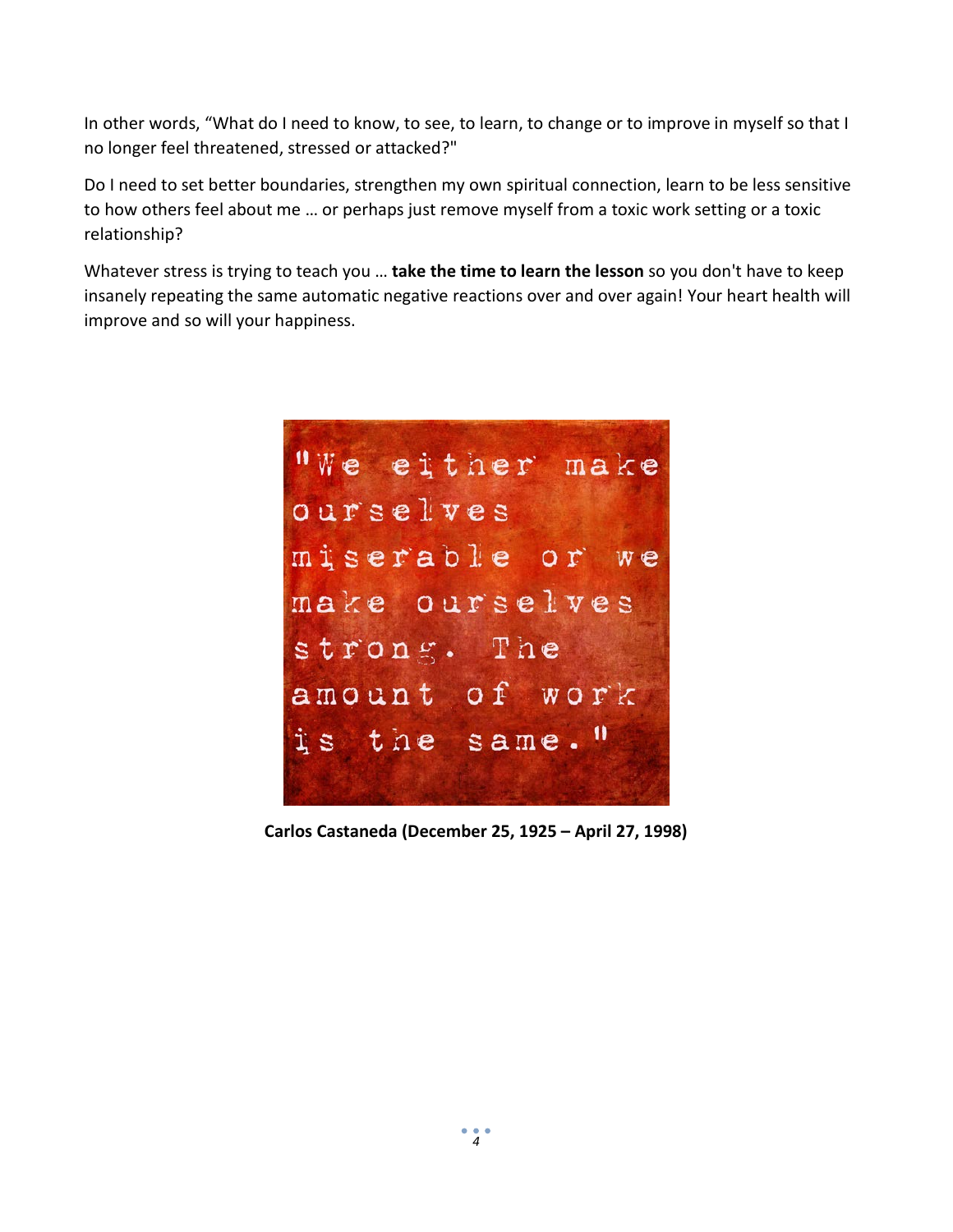In other words, “What do I need to know, to see, to learn, to change or to improve in myself so that I no longer feel threatened, stressed or attacked?"

Do I need to set better boundaries, strengthen my own spiritual connection, learn to be less sensitive to how others feel about me … or perhaps just remove myself from a toxic work setting or a toxic relationship?

Whatever stress is trying to teach you … **take the time to learn the lesson** so you don't have to keep insanely repeating the same automatic negative reactions over and over again! Your heart health will improve and so will your happiness.

"We either make ourselves miserable or we make ourselves strong. The amount of work is the same."

**Carlos Castaneda (December 25, 1925 – April 27, 1998)**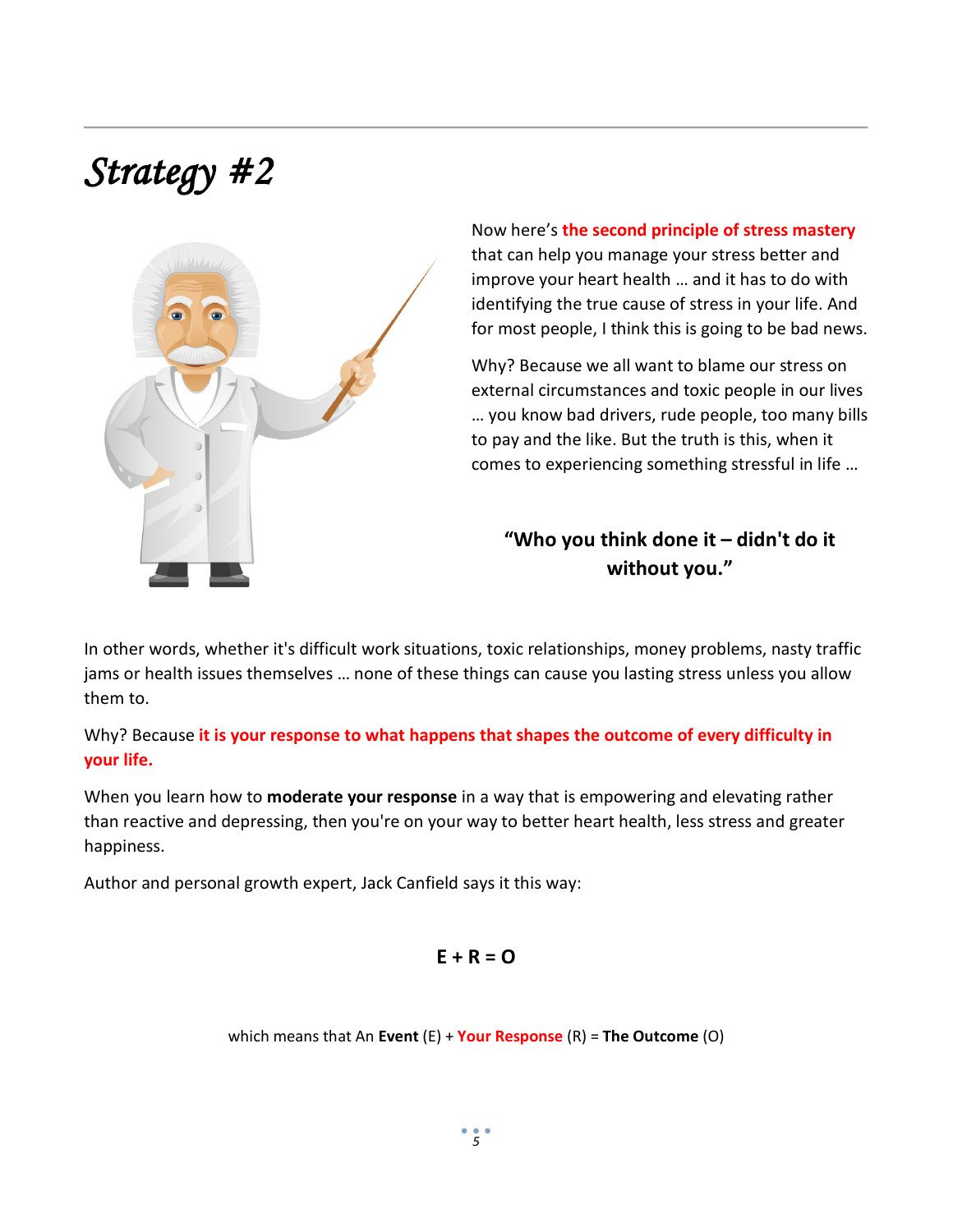# *Strategy #2*

Now here's **the second principle of stress mastery** that can help you manage your stress better and improve your heart health … and it has to do with identifying the true cause of stress in your life. And for most people, I think this is going to be bad news.

Why? Because we all want to blame our stress on external circumstances and toxic people in our lives … you know bad drivers, rude people, too many bills to pay and the like. But the truth is this, when it comes to experiencing something stressful in life …

**"Who you think done it – didn't do it without you."**

In other words, whether it's difficult work situations, toxic relationships, money problems, nasty traffic jams or health issues themselves … none of these things can cause you lasting stress unless you allow them to.

Why? Because **it is your response to what happens that shapes the outcome of every difficulty in your life.**

When you learn how to **moderate your response** in a way that is empowering and elevating rather than reactive and depressing, then you're on your way to better heart health, less stress and greater happiness.

Author and personal growth expert, Jack Canfield says it this way:

**E + R = O**

which means that An **Event** (E) + **Your Response** (R) = **The Outcome** (O)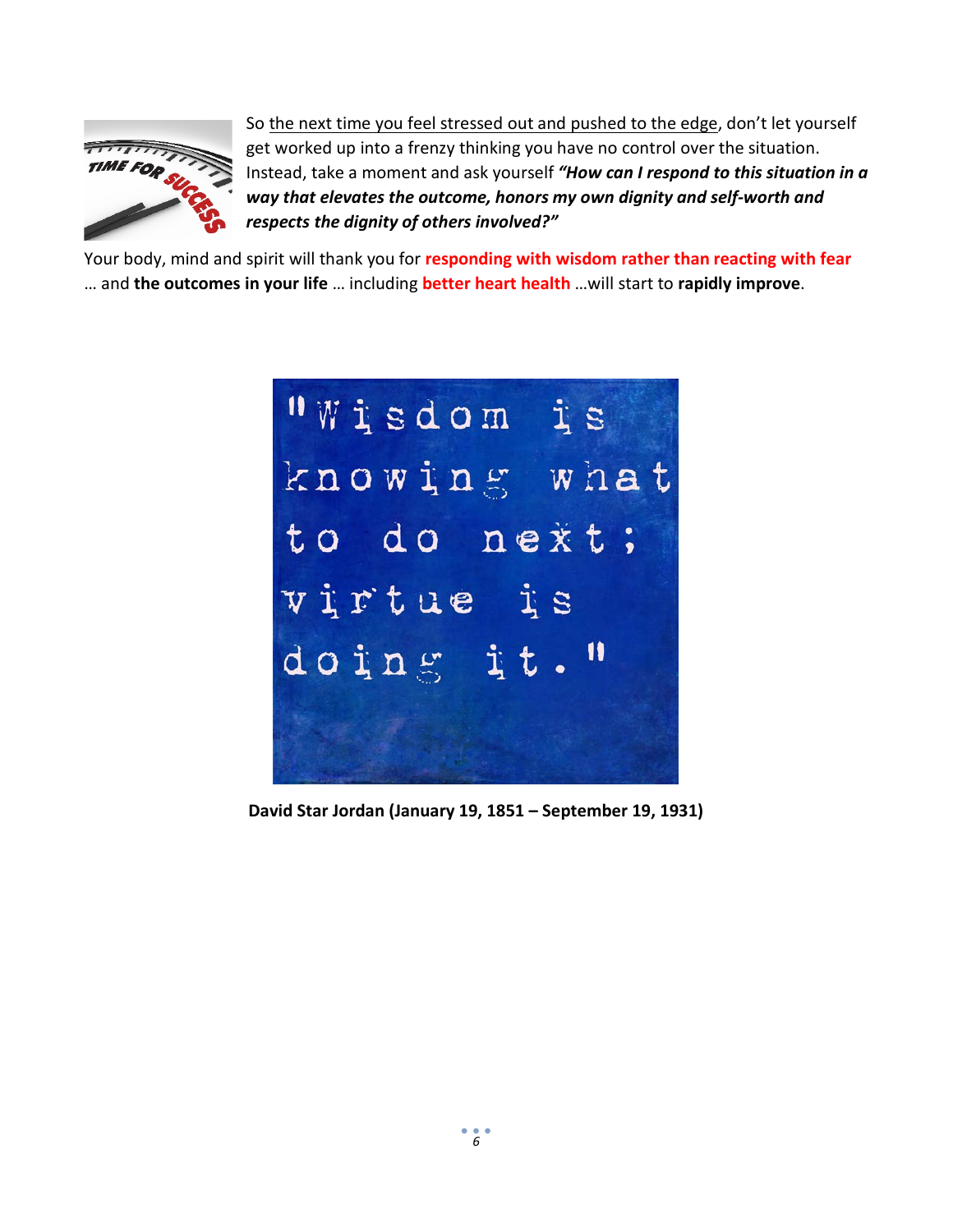So <u>the next time you feel stressed out and pushed to the edge</u>, don't let yourself get worked up into a frenzy thinking you have no control over the situation. Instead, take a moment and ask yourself ***"How can I respond to this situation in a way that elevates the outcome, honors my own dignity and self-worth and respects the dignity of others involved?"***

Your body, mind and spirit will thank you for **responding with wisdom rather than reacting with fear** … and **the outcomes in your life** … including **better heart health** …will start to **rapidly improve**.

"Wisdom is knowing what to do next; virtue is doing it."

**David Star Jordan (January 19, 1851 – September 19, 1931)**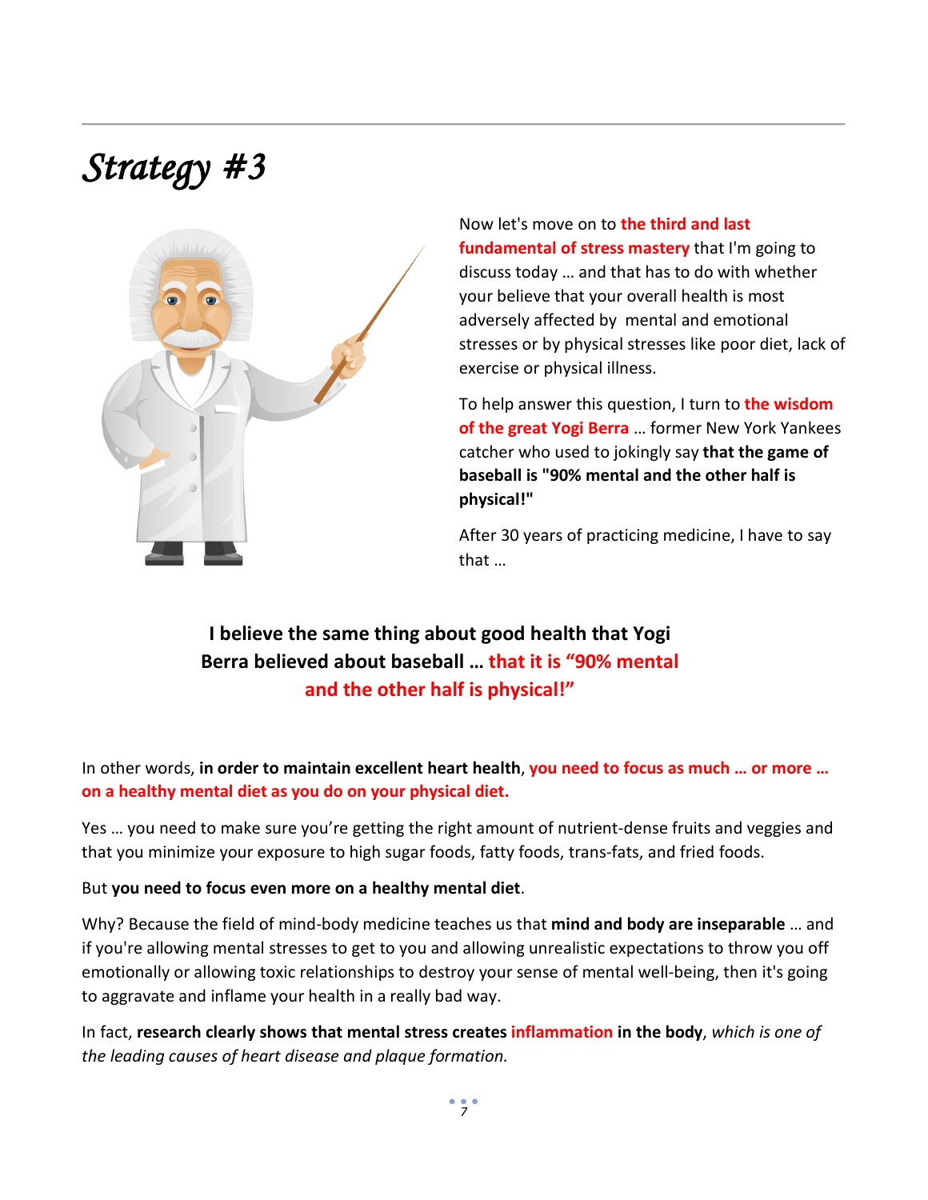# *Strategy #3*

Now let's move on to **the third and last fundamental of stress mastery** that I'm going to discuss today … and that has to do with whether your believe that your overall health is most adversely affected by mental and emotional stresses or by physical stresses like poor diet, lack of exercise or physical illness.

To help answer this question, I turn to **the wisdom of the great Yogi Berra** … former New York Yankees catcher who used to jokingly say **that the game of baseball is "90% mental and the other half is physical!"**

After 30 years of practicing medicine, I have to say that …

**I believe the same thing about good health that Yogi Berra believed about baseball … that it is "90% mental and the other half is physical!"**

In other words, **in order to maintain excellent heart health**, **you need to focus as much … or more … on a healthy mental diet as you do on your physical diet.**

Yes … you need to make sure you're getting the right amount of nutrient-dense fruits and veggies and that you minimize your exposure to high sugar foods, fatty foods, trans-fats, and fried foods.

But **you need to focus even more on a healthy mental diet**.

Why? Because the field of mind-body medicine teaches us that **mind and body are inseparable** … and if you're allowing mental stresses to get to you and allowing unrealistic expectations to throw you off emotionally or allowing toxic relationships to destroy your sense of mental well-being, then it's going to aggravate and inflame your health in a really bad way.

In fact, **research clearly shows that mental stress creates inflammation in the body**, *which is one of the leading causes of heart disease and plaque formation.*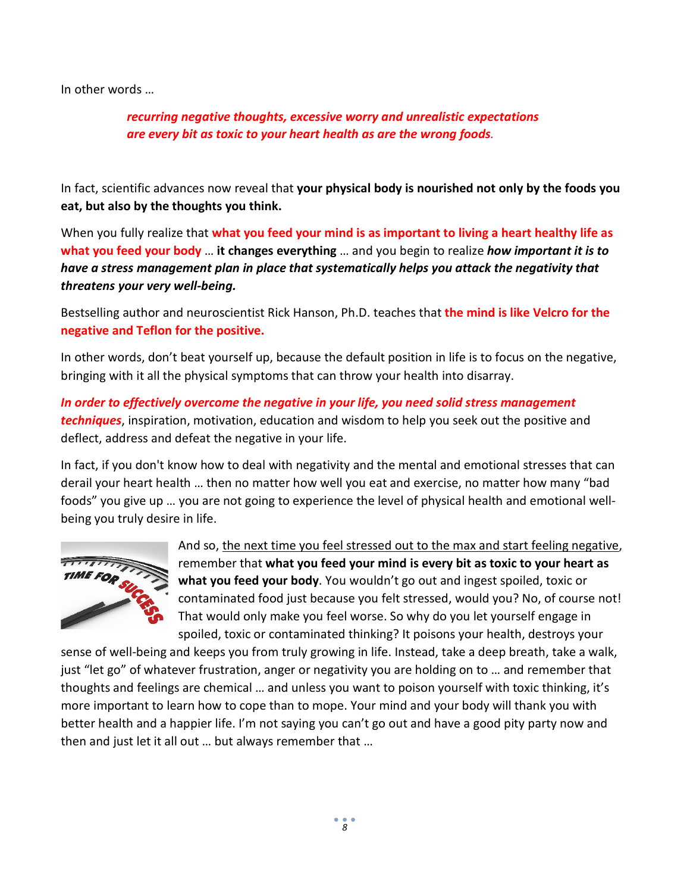In other words …

> ***recurring negative thoughts, excessive worry and unrealistic expectations are every bit as toxic to your heart health as are the wrong foods.***

In fact, scientific advances now reveal that **your physical body is nourished not only by the foods you eat, but also by the thoughts you think.**

When you fully realize that **what you feed your mind is as important to living a heart healthy life as what you feed your body** … **it changes everything** … and you begin to realize ***how important it is to have a stress management plan in place that systematically helps you attack the negativity that threatens your very well-being.***

Bestselling author and neuroscientist Rick Hanson, Ph.D. teaches that **the mind is like Velcro for the negative and Teflon for the positive.**

In other words, don't beat yourself up, because the default position in life is to focus on the negative, bringing with it all the physical symptoms that can throw your health into disarray.

***In order to effectively overcome the negative in your life, you need solid stress management techniques***, inspiration, motivation, education and wisdom to help you seek out the positive and deflect, address and defeat the negative in your life.

In fact, if you don't know how to deal with negativity and the mental and emotional stresses that can derail your heart health … then no matter how well you eat and exercise, no matter how many "bad foods" you give up … you are not going to experience the level of physical health and emotional well-being you truly desire in life.

And so, the next time you feel stressed out to the max and start feeling negative, remember that **what you feed your mind is every bit as toxic to your heart as what you feed your body**. You wouldn't go out and ingest spoiled, toxic or contaminated food just because you felt stressed, would you? No, of course not! That would only make you feel worse. So why do you let yourself engage in spoiled, toxic or contaminated thinking? It poisons your health, destroys your sense of well-being and keeps you from truly growing in life. Instead, take a deep breath, take a walk, just "let go" of whatever frustration, anger or negativity you are holding on to … and remember that thoughts and feelings are chemical … and unless you want to poison yourself with toxic thinking, it's more important to learn how to cope than to mope. Your mind and your body will thank you with better health and a happier life. I'm not saying you can't go out and have a good pity party now and then and just let it all out … but always remember that …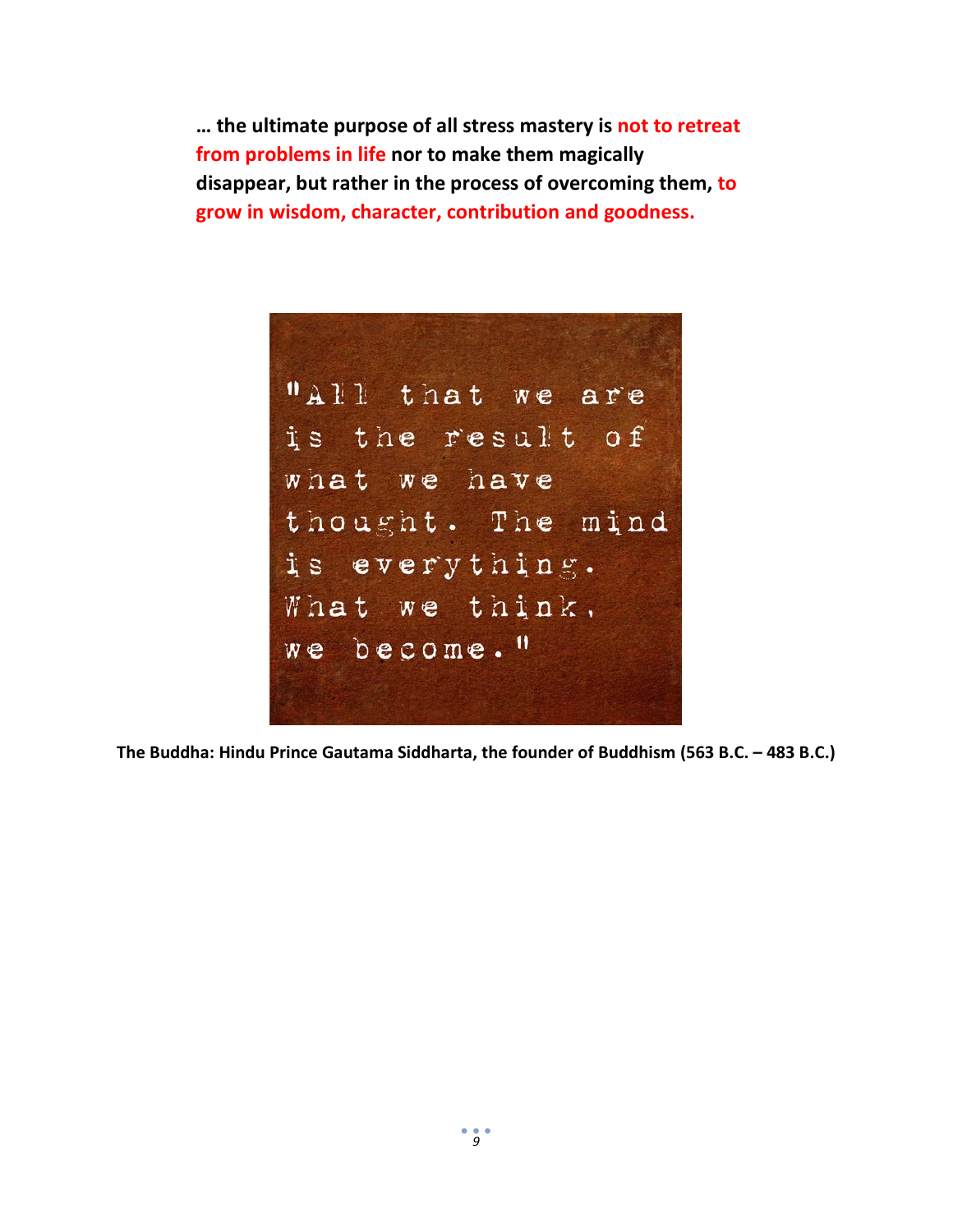**… the ultimate purpose of all stress mastery is not to retreat from problems in life nor to make them magically disappear, but rather in the process of overcoming them, to grow in wisdom, character, contribution and goodness.**

"All that we are is the result of what we have thought. The mind is everything. What we think, we become."

**The Buddha: Hindu Prince Gautama Siddharta, the founder of Buddhism (563 B.C. – 483 B.C.)**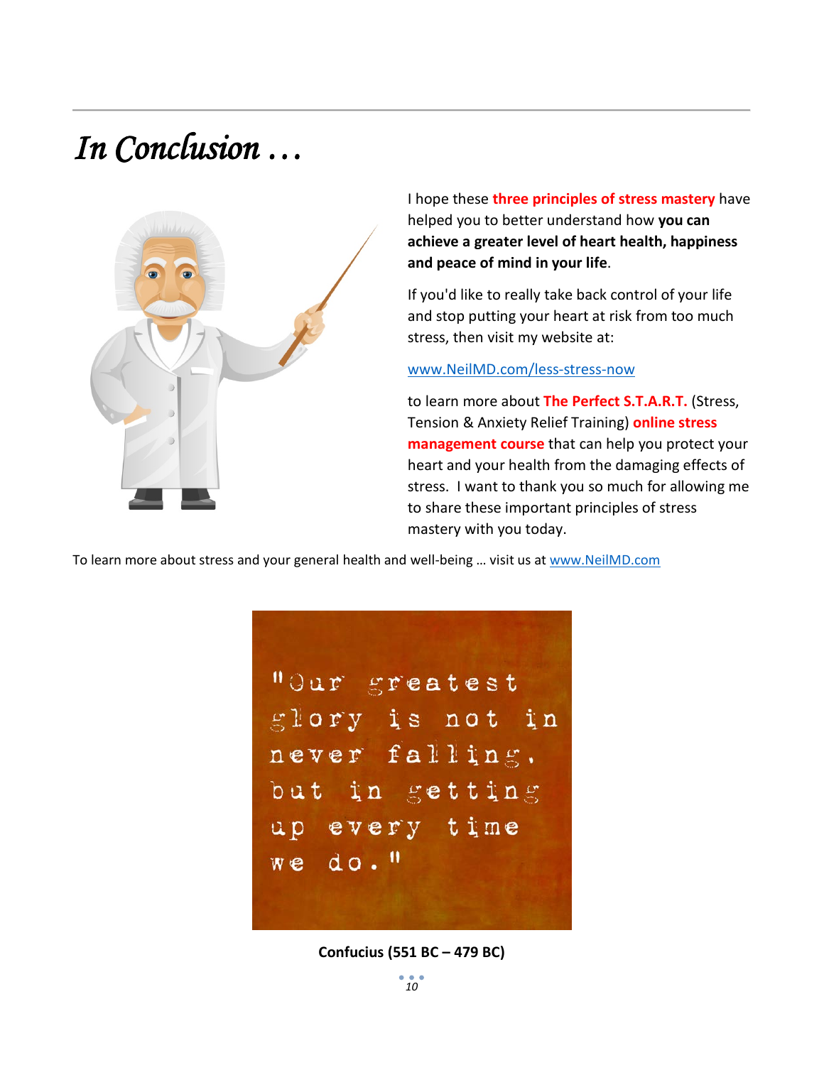# *In Conclusion …*

I hope these **three principles of stress mastery** have helped you to better understand how **you can achieve a greater level of heart health, happiness and peace of mind in your life**.

If you'd like to really take back control of your life and stop putting your heart at risk from too much stress, then visit my website at:

www.NeilMD.com/less-stress-now

to learn more about **The Perfect S.T.A.R.T.** (Stress, Tension & Anxiety Relief Training) **online stress management course** that can help you protect your heart and your health from the damaging effects of stress. I want to thank you so much for allowing me to share these important principles of stress mastery with you today.

To learn more about stress and your general health and well-being … visit us at www.NeilMD.com

"Our greatest glory is not in never falling, but in getting up every time we do."

**Confucius (551 BC – 479 BC)**